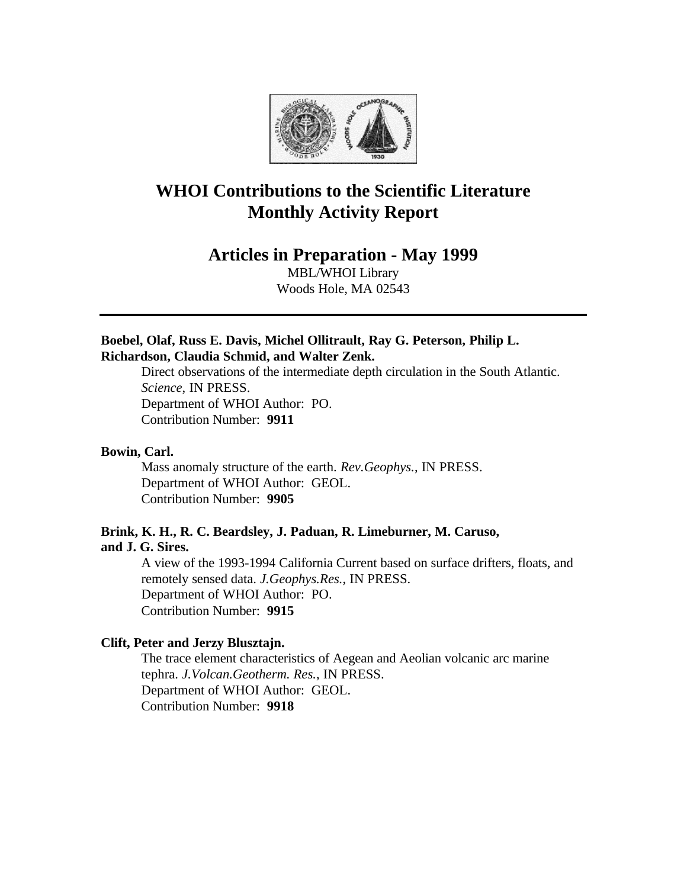# WHOI Contributions to the Scientific Literature
# Monthly Activity Report

## Articles in Preparation - May 1999

MBL/WHOI Library
Woods Hole, MA 02543

---

**Boebel, Olaf, Russ E. Davis, Michel Ollitrault, Ray G. Peterson, Philip L. Richardson, Claudia Schmid, and Walter Zenk.**

Direct observations of the intermediate depth circulation in the South Atlantic. *Science*, IN PRESS.
Department of WHOI Author: PO.
Contribution Number: **9911**

**Bowin, Carl.**

Mass anomaly structure of the earth. *Rev.Geophys.*, IN PRESS.
Department of WHOI Author: GEOL.
Contribution Number: **9905**

**Brink, K. H., R. C. Beardsley, J. Paduan, R. Limeburner, M. Caruso, and J. G. Sires.**

A view of the 1993-1994 California Current based on surface drifters, floats, and remotely sensed data. *J.Geophys.Res.*, IN PRESS.
Department of WHOI Author: PO.
Contribution Number: **9915**

**Clift, Peter and Jerzy Blusztajn.**

The trace element characteristics of Aegean and Aeolian volcanic arc marine tephra. *J.Volcan.Geotherm. Res.*, IN PRESS.
Department of WHOI Author: GEOL.
Contribution Number: **9918**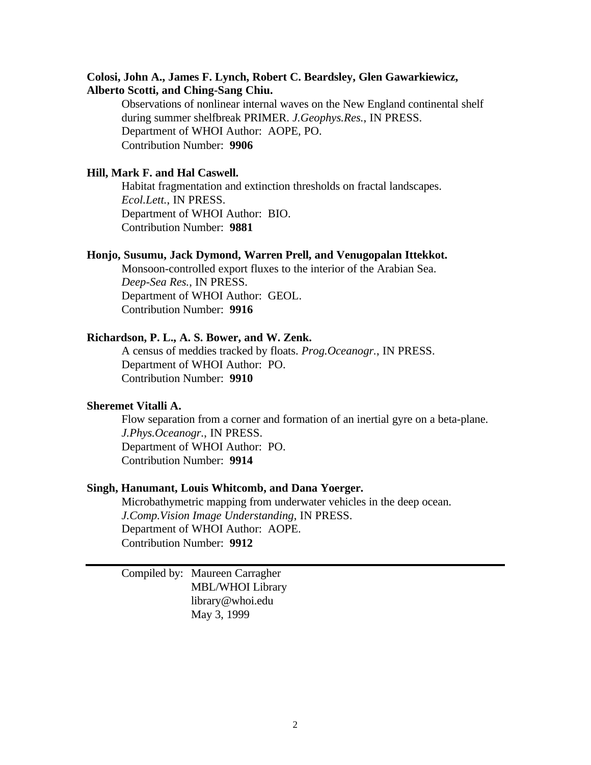**Colosi, John A., James F. Lynch, Robert C. Beardsley, Glen Gawarkiewicz, Alberto Scotti, and Ching-Sang Chiu.**

Observations of nonlinear internal waves on the New England continental shelf during summer shelfbreak PRIMER. *J.Geophys.Res.*, IN PRESS.
Department of WHOI Author: AOPE, PO.
Contribution Number: **9906**

**Hill, Mark F. and Hal Caswell.**

Habitat fragmentation and extinction thresholds on fractal landscapes. *Ecol.Lett.*, IN PRESS.
Department of WHOI Author: BIO.
Contribution Number: **9881**

**Honjo, Susumu, Jack Dymond, Warren Prell, and Venugopalan Ittekkot.**

Monsoon-controlled export fluxes to the interior of the Arabian Sea. *Deep-Sea Res.*, IN PRESS.
Department of WHOI Author: GEOL.
Contribution Number: **9916**

**Richardson, P. L., A. S. Bower, and W. Zenk.**

A census of meddies tracked by floats. *Prog.Oceanogr.*, IN PRESS.
Department of WHOI Author: PO.
Contribution Number: **9910**

**Sheremet Vitalli A.**

Flow separation from a corner and formation of an inertial gyre on a beta-plane. *J.Phys.Oceanogr.*, IN PRESS.
Department of WHOI Author: PO.
Contribution Number: **9914**

**Singh, Hanumant, Louis Whitcomb, and Dana Yoerger.**

Microbathymetric mapping from underwater vehicles in the deep ocean. *J.Comp.Vision Image Understanding*, IN PRESS.
Department of WHOI Author: AOPE.
Contribution Number: **9912**

---

Compiled by: Maureen Carragher
MBL/WHOI Library
library@whoi.edu
May 3, 1999